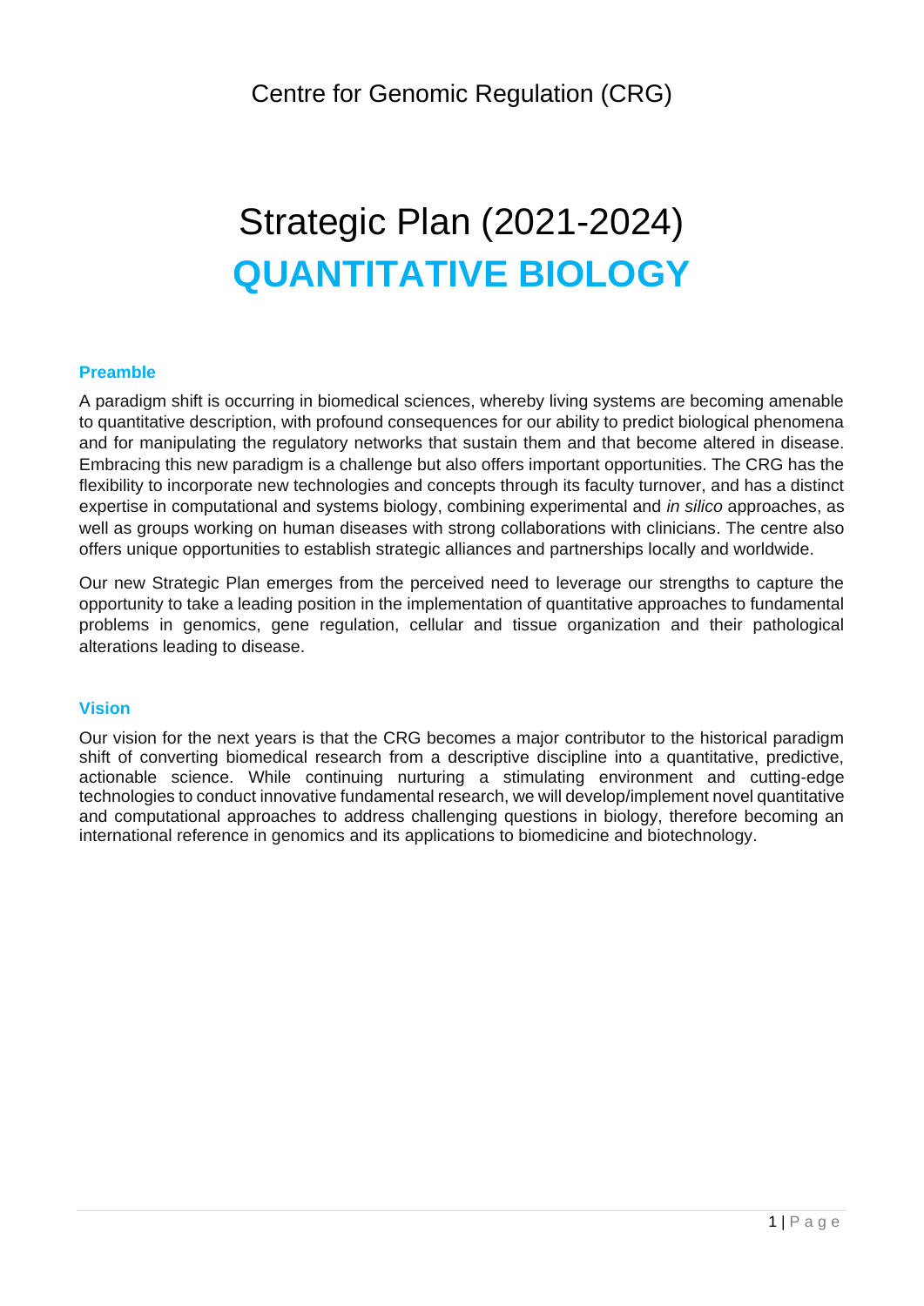Centre for Genomic Regulation (CRG)

# Strategic Plan (2021-2024)
# QUANTITATIVE BIOLOGY

## Preamble

A paradigm shift is occurring in biomedical sciences, whereby living systems are becoming amenable to quantitative description, with profound consequences for our ability to predict biological phenomena and for manipulating the regulatory networks that sustain them and that become altered in disease. Embracing this new paradigm is a challenge but also offers important opportunities. The CRG has the flexibility to incorporate new technologies and concepts through its faculty turnover, and has a distinct expertise in computational and systems biology, combining experimental and *in silico* approaches, as well as groups working on human diseases with strong collaborations with clinicians. The centre also offers unique opportunities to establish strategic alliances and partnerships locally and worldwide.

Our new Strategic Plan emerges from the perceived need to leverage our strengths to capture the opportunity to take a leading position in the implementation of quantitative approaches to fundamental problems in genomics, gene regulation, cellular and tissue organization and their pathological alterations leading to disease.

## Vision

Our vision for the next years is that the CRG becomes a major contributor to the historical paradigm shift of converting biomedical research from a descriptive discipline into a quantitative, predictive, actionable science. While continuing nurturing a stimulating environment and cutting-edge technologies to conduct innovative fundamental research, we will develop/implement novel quantitative and computational approaches to address challenging questions in biology, therefore becoming an international reference in genomics and its applications to biomedicine and biotechnology.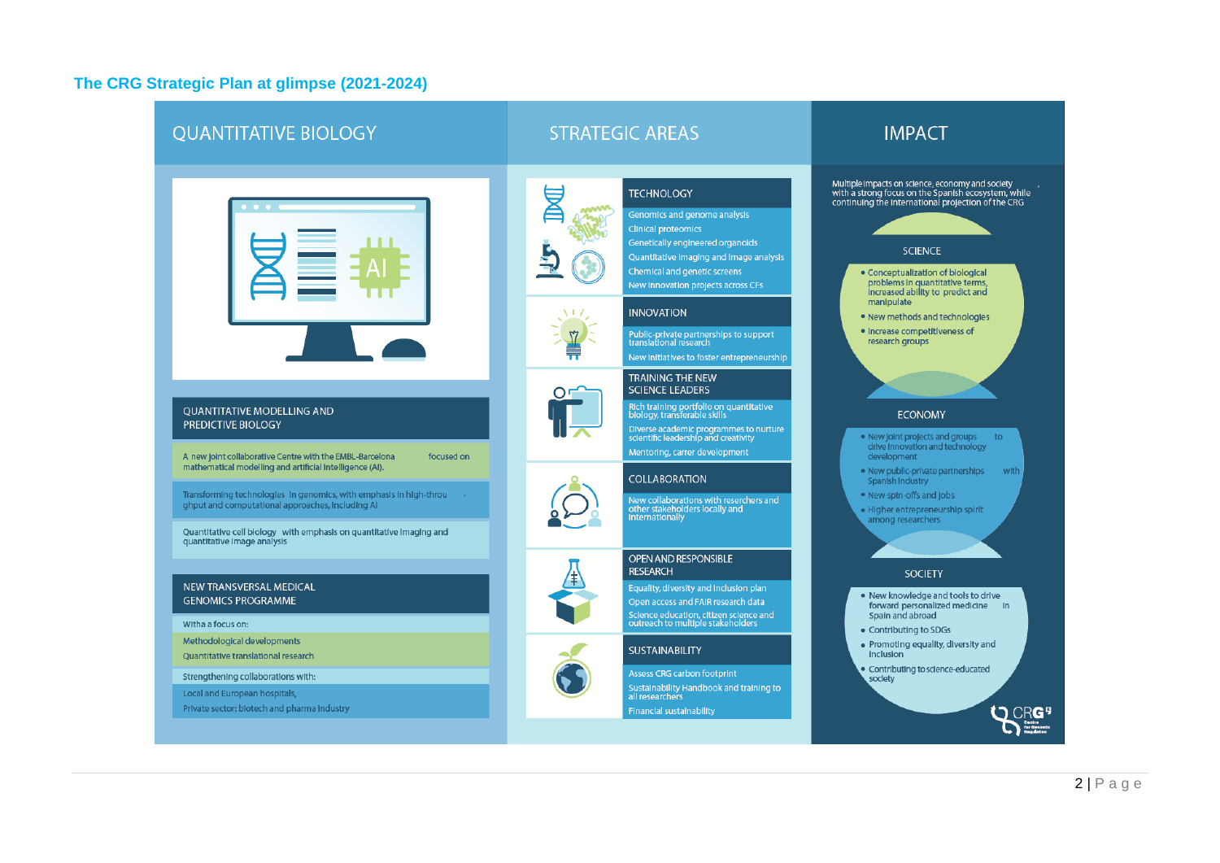## The CRG Strategic Plan at glimpse (2021-2024)

### QUANTITATIVE BIOLOGY

#### QUANTITATIVE MODELLING AND PREDICTIVE BIOLOGY

A new joint collaborative Centre with the EMBL-Barcelona focused on mathematical modelling and artificial intelligence (AI).

Transforming technologies in genomics, with emphasis in high-throughput and computational approaches, including AI

Quantitative cell biology with emphasis on quantitative imaging and quantitative image analysis

#### NEW TRANSVERSAL MEDICAL GENOMICS PROGRAMME

With a focus on:

- Methodological developments
- Quantitative translational research

Strengthening collaborations with:

- Local and European hospitals,
- Private sector: biotech and pharma industry

### STRATEGIC AREAS

#### TECHNOLOGY

- Genomics and genome analysis
- Clinical proteomics
- Genetically engineered organoids
- Quantitative imaging and image analysis
- Chemical and genetic screens
- New innovation projects across CFs

#### INNOVATION

- Public-private partnerships to support translational research
- New initiatives to foster entrepreneurship

#### TRAINING THE NEW SCIENCE LEADERS

- Rich training portfolio on quantitative biology, transferable skills
- Diverse academic programmes to nurture scientific leadership and creativity
- Mentoring, carrer development

#### COLLABORATION

- New collaborations with reserchers and other stakeholders locally and internationally

#### OPEN AND RESPONSIBLE RESEARCH

- Equality, diversity and inclusion plan
- Open access and FAIR research data
- Science education, citizen science and outreach to multiple stakeholders

#### SUSTAINABILITY

- Assess CRG carbon footprint
- Sustainability Handbook and training to all researchers
- Financial sustainability

### IMPACT

Multiple impacts on science, economy and society with a strong focus on the Spanish ecosystem, while continuing the international projection of the CRG

#### SCIENCE

- Conceptualization of biological problems in quantitative terms, increased ability to predict and manipulate
- New methods and technologies
- Increase competitiveness of research groups

#### ECONOMY

- New joint projects and groups to drive innovation and technology development
- New public-private partnerships with Spanish industry
- New spin-offs and jobs
- Higher entrepreneurship spirit among researchers

#### SOCIETY

- New knowledge and tools to drive forward personalized medicine in Spain and abroad
- Contributing to SDGs
- Promoting equality, diversity and inclusion
- Contributing to science-educated society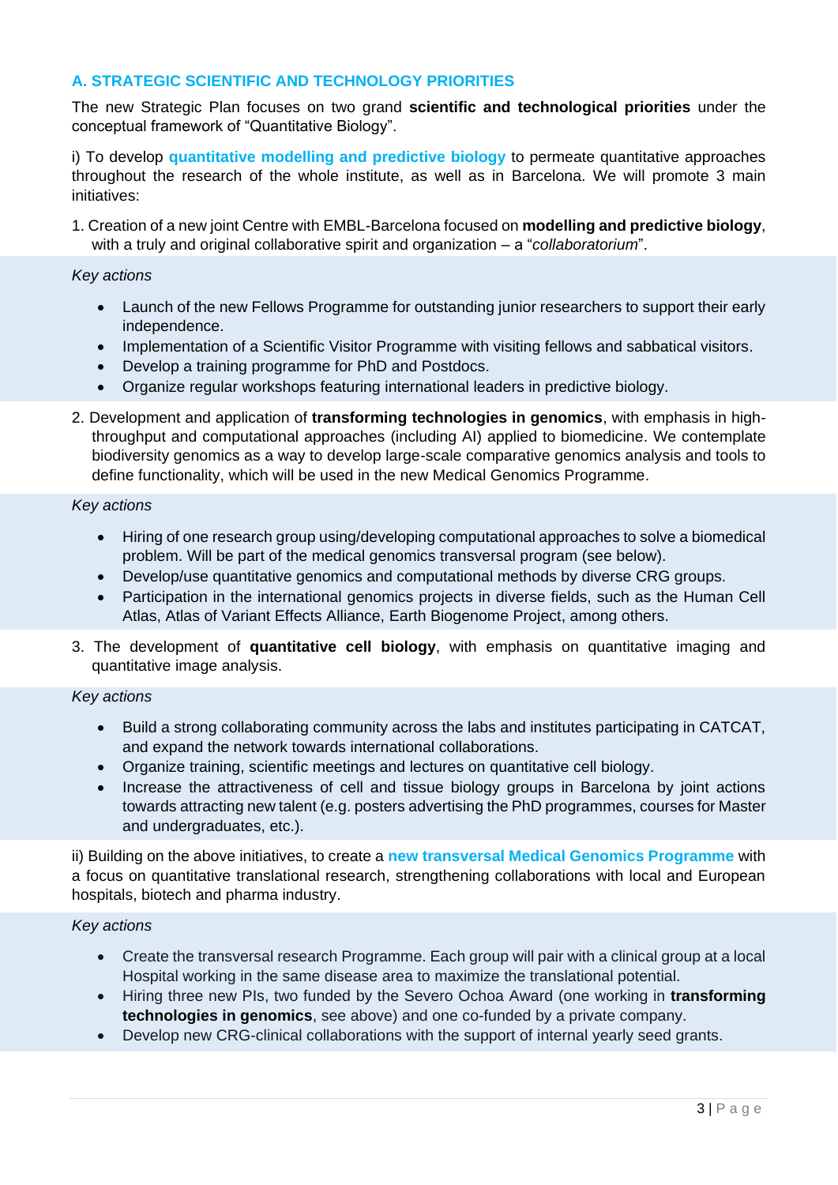## A. STRATEGIC SCIENTIFIC AND TECHNOLOGY PRIORITIES

The new Strategic Plan focuses on two grand **scientific and technological priorities** under the conceptual framework of "Quantitative Biology".

i) To develop **quantitative modelling and predictive biology** to permeate quantitative approaches throughout the research of the whole institute, as well as in Barcelona. We will promote 3 main initiatives:

1. Creation of a new joint Centre with EMBL-Barcelona focused on **modelling and predictive biology**, with a truly and original collaborative spirit and organization – a "*collaboratorium*".

*Key actions*

- Launch of the new Fellows Programme for outstanding junior researchers to support their early independence.
- Implementation of a Scientific Visitor Programme with visiting fellows and sabbatical visitors.
- Develop a training programme for PhD and Postdocs.
- Organize regular workshops featuring international leaders in predictive biology.

2. Development and application of **transforming technologies in genomics**, with emphasis in high-throughput and computational approaches (including AI) applied to biomedicine. We contemplate biodiversity genomics as a way to develop large-scale comparative genomics analysis and tools to define functionality, which will be used in the new Medical Genomics Programme.

*Key actions*

- Hiring of one research group using/developing computational approaches to solve a biomedical problem. Will be part of the medical genomics transversal program (see below).
- Develop/use quantitative genomics and computational methods by diverse CRG groups.
- Participation in the international genomics projects in diverse fields, such as the Human Cell Atlas, Atlas of Variant Effects Alliance, Earth Biogenome Project, among others.

3. The development of **quantitative cell biology**, with emphasis on quantitative imaging and quantitative image analysis.

*Key actions*

- Build a strong collaborating community across the labs and institutes participating in CATCAT, and expand the network towards international collaborations.
- Organize training, scientific meetings and lectures on quantitative cell biology.
- Increase the attractiveness of cell and tissue biology groups in Barcelona by joint actions towards attracting new talent (e.g. posters advertising the PhD programmes, courses for Master and undergraduates, etc.).

ii) Building on the above initiatives, to create a **new transversal Medical Genomics Programme** with a focus on quantitative translational research, strengthening collaborations with local and European hospitals, biotech and pharma industry.

*Key actions*

- Create the transversal research Programme. Each group will pair with a clinical group at a local Hospital working in the same disease area to maximize the translational potential.
- Hiring three new PIs, two funded by the Severo Ochoa Award (one working in **transforming technologies in genomics**, see above) and one co-funded by a private company.
- Develop new CRG-clinical collaborations with the support of internal yearly seed grants.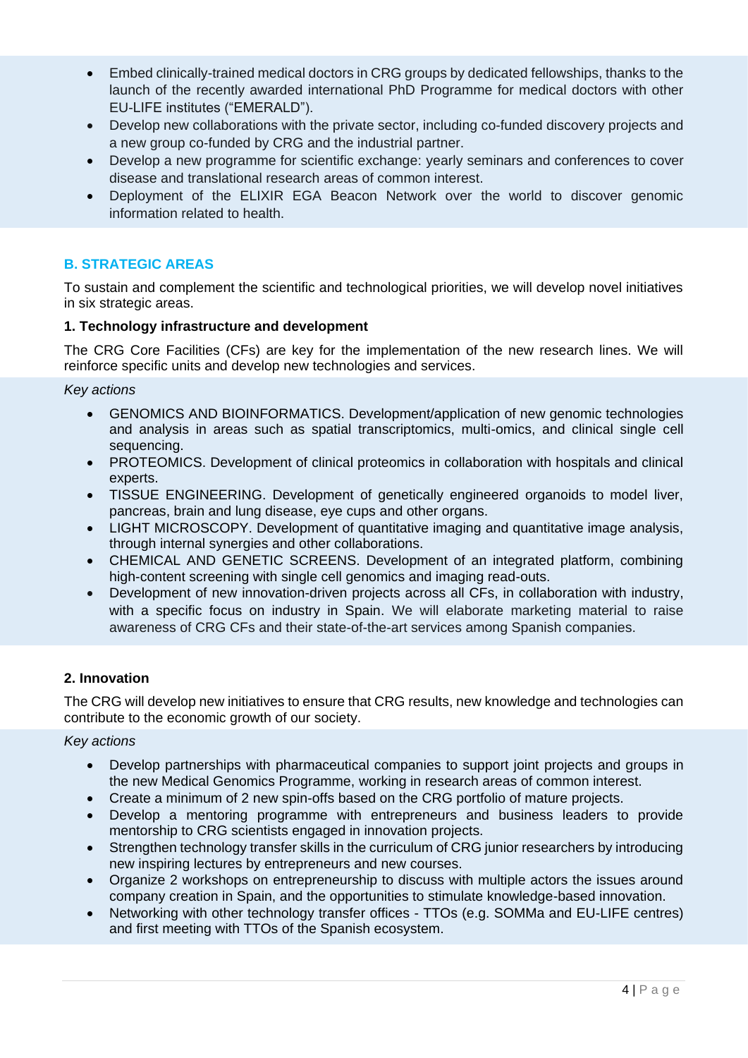- Embed clinically-trained medical doctors in CRG groups by dedicated fellowships, thanks to the launch of the recently awarded international PhD Programme for medical doctors with other EU-LIFE institutes ("EMERALD").
- Develop new collaborations with the private sector, including co-funded discovery projects and a new group co-funded by CRG and the industrial partner.
- Develop a new programme for scientific exchange: yearly seminars and conferences to cover disease and translational research areas of common interest.
- Deployment of the ELIXIR EGA Beacon Network over the world to discover genomic information related to health.

## B. STRATEGIC AREAS

To sustain and complement the scientific and technological priorities, we will develop novel initiatives in six strategic areas.

### 1. Technology infrastructure and development

The CRG Core Facilities (CFs) are key for the implementation of the new research lines. We will reinforce specific units and develop new technologies and services.

*Key actions*

- GENOMICS AND BIOINFORMATICS. Development/application of new genomic technologies and analysis in areas such as spatial transcriptomics, multi-omics, and clinical single cell sequencing.
- PROTEOMICS. Development of clinical proteomics in collaboration with hospitals and clinical experts.
- TISSUE ENGINEERING. Development of genetically engineered organoids to model liver, pancreas, brain and lung disease, eye cups and other organs.
- LIGHT MICROSCOPY. Development of quantitative imaging and quantitative image analysis, through internal synergies and other collaborations.
- CHEMICAL AND GENETIC SCREENS. Development of an integrated platform, combining high-content screening with single cell genomics and imaging read-outs.
- Development of new innovation-driven projects across all CFs, in collaboration with industry, with a specific focus on industry in Spain. We will elaborate marketing material to raise awareness of CRG CFs and their state-of-the-art services among Spanish companies.

### 2. Innovation

The CRG will develop new initiatives to ensure that CRG results, new knowledge and technologies can contribute to the economic growth of our society.

*Key actions*

- Develop partnerships with pharmaceutical companies to support joint projects and groups in the new Medical Genomics Programme, working in research areas of common interest.
- Create a minimum of 2 new spin-offs based on the CRG portfolio of mature projects.
- Develop a mentoring programme with entrepreneurs and business leaders to provide mentorship to CRG scientists engaged in innovation projects.
- Strengthen technology transfer skills in the curriculum of CRG junior researchers by introducing new inspiring lectures by entrepreneurs and new courses.
- Organize 2 workshops on entrepreneurship to discuss with multiple actors the issues around company creation in Spain, and the opportunities to stimulate knowledge-based innovation.
- Networking with other technology transfer offices - TTOs (e.g. SOMMa and EU-LIFE centres) and first meeting with TTOs of the Spanish ecosystem.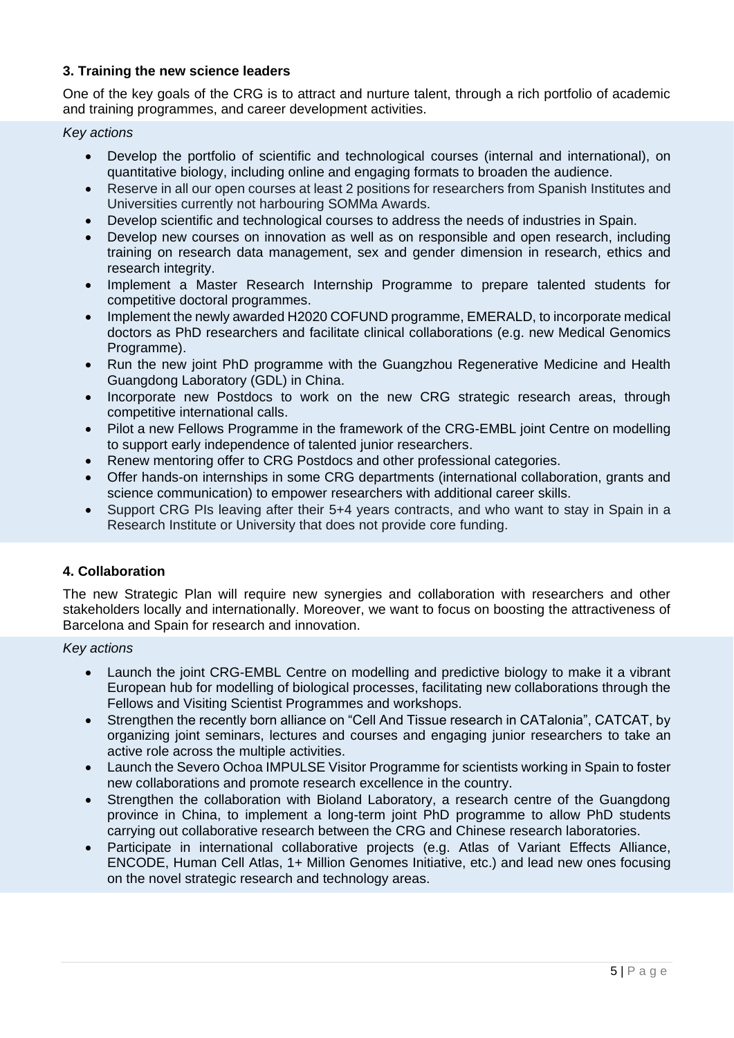### 3. Training the new science leaders

One of the key goals of the CRG is to attract and nurture talent, through a rich portfolio of academic and training programmes, and career development activities.

*Key actions*

- Develop the portfolio of scientific and technological courses (internal and international), on quantitative biology, including online and engaging formats to broaden the audience.
- Reserve in all our open courses at least 2 positions for researchers from Spanish Institutes and Universities currently not harbouring SOMMa Awards.
- Develop scientific and technological courses to address the needs of industries in Spain.
- Develop new courses on innovation as well as on responsible and open research, including training on research data management, sex and gender dimension in research, ethics and research integrity.
- Implement a Master Research Internship Programme to prepare talented students for competitive doctoral programmes.
- Implement the newly awarded H2020 COFUND programme, EMERALD, to incorporate medical doctors as PhD researchers and facilitate clinical collaborations (e.g. new Medical Genomics Programme).
- Run the new joint PhD programme with the Guangzhou Regenerative Medicine and Health Guangdong Laboratory (GDL) in China.
- Incorporate new Postdocs to work on the new CRG strategic research areas, through competitive international calls.
- Pilot a new Fellows Programme in the framework of the CRG-EMBL joint Centre on modelling to support early independence of talented junior researchers.
- Renew mentoring offer to CRG Postdocs and other professional categories.
- Offer hands-on internships in some CRG departments (international collaboration, grants and science communication) to empower researchers with additional career skills.
- Support CRG PIs leaving after their 5+4 years contracts, and who want to stay in Spain in a Research Institute or University that does not provide core funding.

### 4. Collaboration

The new Strategic Plan will require new synergies and collaboration with researchers and other stakeholders locally and internationally. Moreover, we want to focus on boosting the attractiveness of Barcelona and Spain for research and innovation.

*Key actions*

- Launch the joint CRG-EMBL Centre on modelling and predictive biology to make it a vibrant European hub for modelling of biological processes, facilitating new collaborations through the Fellows and Visiting Scientist Programmes and workshops.
- Strengthen the recently born alliance on "Cell And Tissue research in CATalonia", CATCAT, by organizing joint seminars, lectures and courses and engaging junior researchers to take an active role across the multiple activities.
- Launch the Severo Ochoa IMPULSE Visitor Programme for scientists working in Spain to foster new collaborations and promote research excellence in the country.
- Strengthen the collaboration with Bioland Laboratory, a research centre of the Guangdong province in China, to implement a long-term joint PhD programme to allow PhD students carrying out collaborative research between the CRG and Chinese research laboratories.
- Participate in international collaborative projects (e.g. Atlas of Variant Effects Alliance, ENCODE, Human Cell Atlas, 1+ Million Genomes Initiative, etc.) and lead new ones focusing on the novel strategic research and technology areas.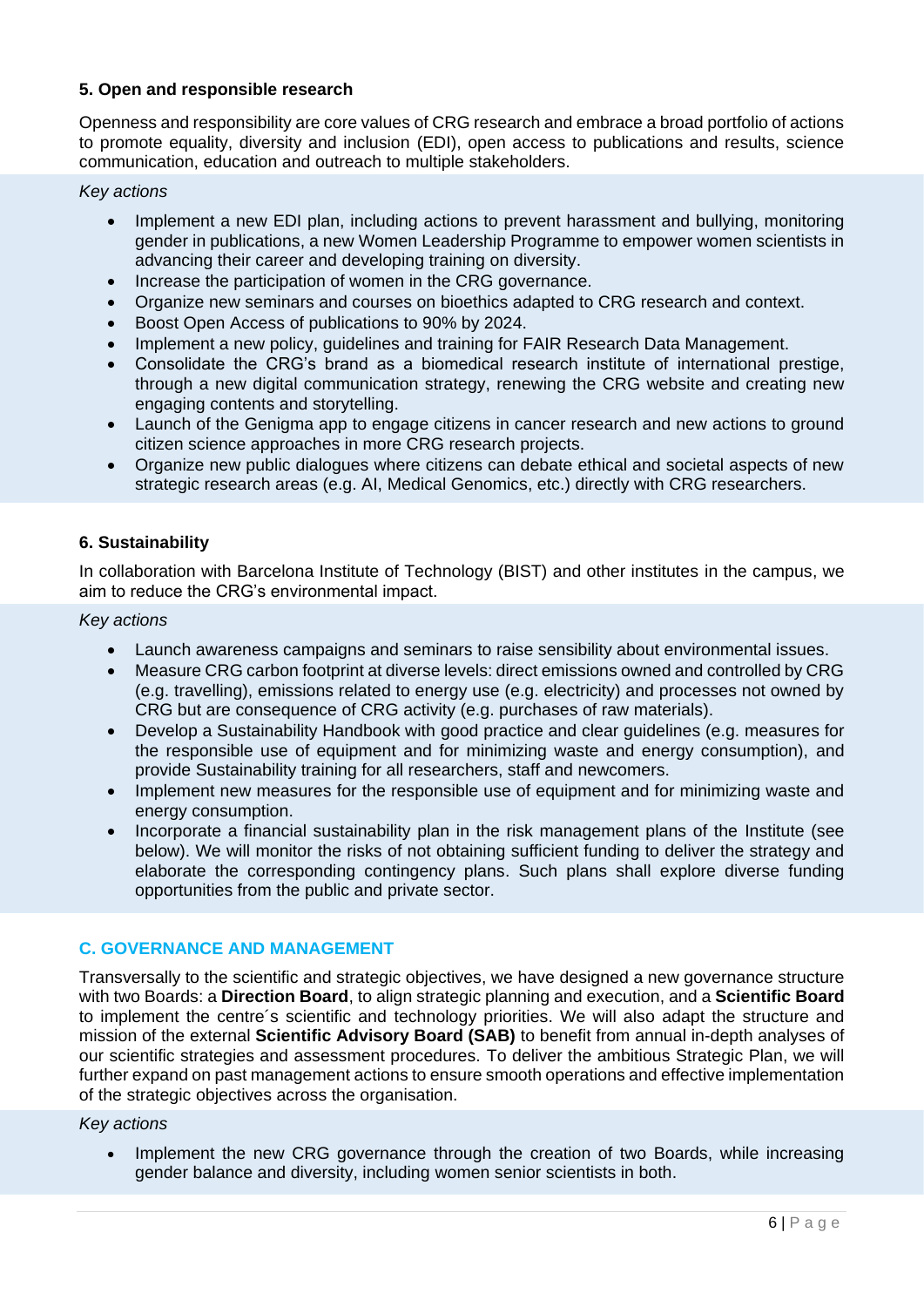### 5. Open and responsible research

Openness and responsibility are core values of CRG research and embrace a broad portfolio of actions to promote equality, diversity and inclusion (EDI), open access to publications and results, science communication, education and outreach to multiple stakeholders.

*Key actions*

- Implement a new EDI plan, including actions to prevent harassment and bullying, monitoring gender in publications, a new Women Leadership Programme to empower women scientists in advancing their career and developing training on diversity.
- Increase the participation of women in the CRG governance.
- Organize new seminars and courses on bioethics adapted to CRG research and context.
- Boost Open Access of publications to 90% by 2024.
- Implement a new policy, guidelines and training for FAIR Research Data Management.
- Consolidate the CRG's brand as a biomedical research institute of international prestige, through a new digital communication strategy, renewing the CRG website and creating new engaging contents and storytelling.
- Launch of the Genigma app to engage citizens in cancer research and new actions to ground citizen science approaches in more CRG research projects.
- Organize new public dialogues where citizens can debate ethical and societal aspects of new strategic research areas (e.g. AI, Medical Genomics, etc.) directly with CRG researchers.

### 6. Sustainability

In collaboration with Barcelona Institute of Technology (BIST) and other institutes in the campus, we aim to reduce the CRG's environmental impact.

*Key actions*

- Launch awareness campaigns and seminars to raise sensibility about environmental issues.
- Measure CRG carbon footprint at diverse levels: direct emissions owned and controlled by CRG (e.g. travelling), emissions related to energy use (e.g. electricity) and processes not owned by CRG but are consequence of CRG activity (e.g. purchases of raw materials).
- Develop a Sustainability Handbook with good practice and clear guidelines (e.g. measures for the responsible use of equipment and for minimizing waste and energy consumption), and provide Sustainability training for all researchers, staff and newcomers.
- Implement new measures for the responsible use of equipment and for minimizing waste and energy consumption.
- Incorporate a financial sustainability plan in the risk management plans of the Institute (see below). We will monitor the risks of not obtaining sufficient funding to deliver the strategy and elaborate the corresponding contingency plans. Such plans shall explore diverse funding opportunities from the public and private sector.

## C. GOVERNANCE AND MANAGEMENT

Transversally to the scientific and strategic objectives, we have designed a new governance structure with two Boards: a **Direction Board**, to align strategic planning and execution, and a **Scientific Board** to implement the centre´s scientific and technology priorities. We will also adapt the structure and mission of the external **Scientific Advisory Board (SAB)** to benefit from annual in-depth analyses of our scientific strategies and assessment procedures. To deliver the ambitious Strategic Plan, we will further expand on past management actions to ensure smooth operations and effective implementation of the strategic objectives across the organisation.

*Key actions*

- Implement the new CRG governance through the creation of two Boards, while increasing gender balance and diversity, including women senior scientists in both.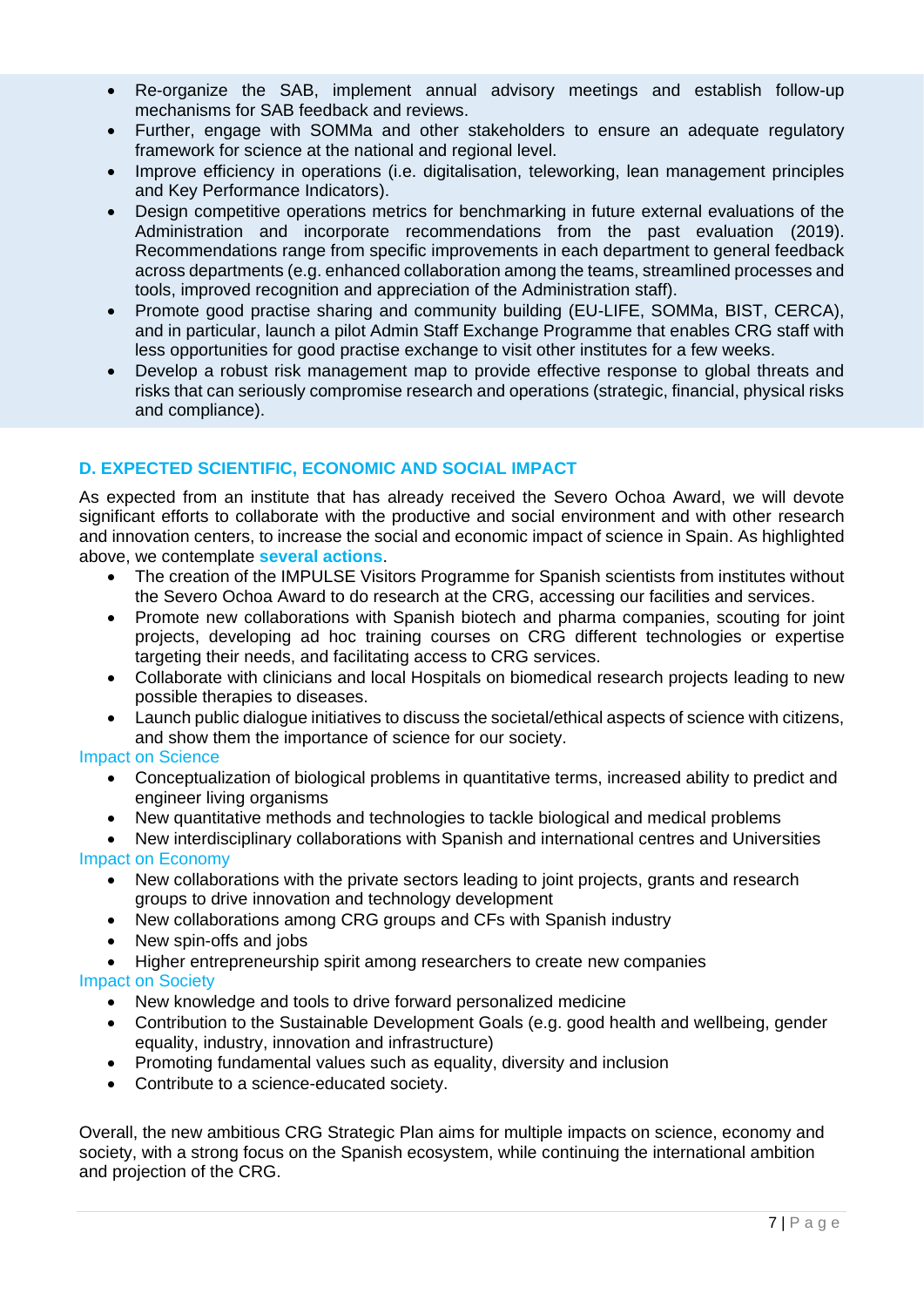- Re-organize the SAB, implement annual advisory meetings and establish follow-up mechanisms for SAB feedback and reviews.
- Further, engage with SOMMa and other stakeholders to ensure an adequate regulatory framework for science at the national and regional level.
- Improve efficiency in operations (i.e. digitalisation, teleworking, lean management principles and Key Performance Indicators).
- Design competitive operations metrics for benchmarking in future external evaluations of the Administration and incorporate recommendations from the past evaluation (2019). Recommendations range from specific improvements in each department to general feedback across departments (e.g. enhanced collaboration among the teams, streamlined processes and tools, improved recognition and appreciation of the Administration staff).
- Promote good practise sharing and community building (EU-LIFE, SOMMa, BIST, CERCA), and in particular, launch a pilot Admin Staff Exchange Programme that enables CRG staff with less opportunities for good practise exchange to visit other institutes for a few weeks.
- Develop a robust risk management map to provide effective response to global threats and risks that can seriously compromise research and operations (strategic, financial, physical risks and compliance).

## D. EXPECTED SCIENTIFIC, ECONOMIC AND SOCIAL IMPACT

As expected from an institute that has already received the Severo Ochoa Award, we will devote significant efforts to collaborate with the productive and social environment and with other research and innovation centers, to increase the social and economic impact of science in Spain. As highlighted above, we contemplate **several actions**.

- The creation of the IMPULSE Visitors Programme for Spanish scientists from institutes without the Severo Ochoa Award to do research at the CRG, accessing our facilities and services.
- Promote new collaborations with Spanish biotech and pharma companies, scouting for joint projects, developing ad hoc training courses on CRG different technologies or expertise targeting their needs, and facilitating access to CRG services.
- Collaborate with clinicians and local Hospitals on biomedical research projects leading to new possible therapies to diseases.
- Launch public dialogue initiatives to discuss the societal/ethical aspects of science with citizens, and show them the importance of science for our society.

### Impact on Science

- Conceptualization of biological problems in quantitative terms, increased ability to predict and engineer living organisms
- New quantitative methods and technologies to tackle biological and medical problems
- New interdisciplinary collaborations with Spanish and international centres and Universities

### Impact on Economy

- New collaborations with the private sectors leading to joint projects, grants and research groups to drive innovation and technology development
- New collaborations among CRG groups and CFs with Spanish industry
- New spin-offs and jobs
- Higher entrepreneurship spirit among researchers to create new companies

### Impact on Society

- New knowledge and tools to drive forward personalized medicine
- Contribution to the Sustainable Development Goals (e.g. good health and wellbeing, gender equality, industry, innovation and infrastructure)
- Promoting fundamental values such as equality, diversity and inclusion
- Contribute to a science-educated society.

Overall, the new ambitious CRG Strategic Plan aims for multiple impacts on science, economy and society, with a strong focus on the Spanish ecosystem, while continuing the international ambition and projection of the CRG.